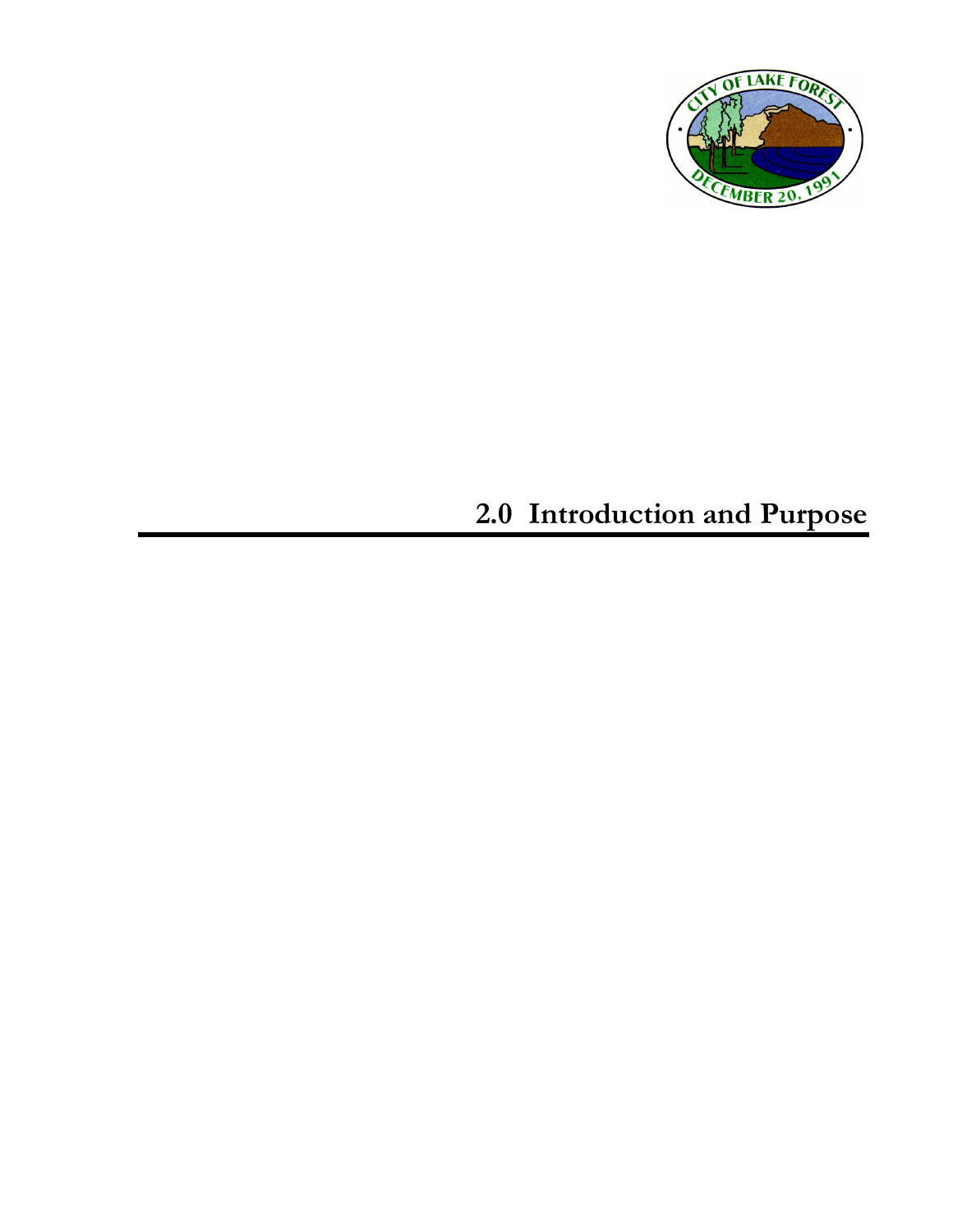# 2.0 Introduction and Purpose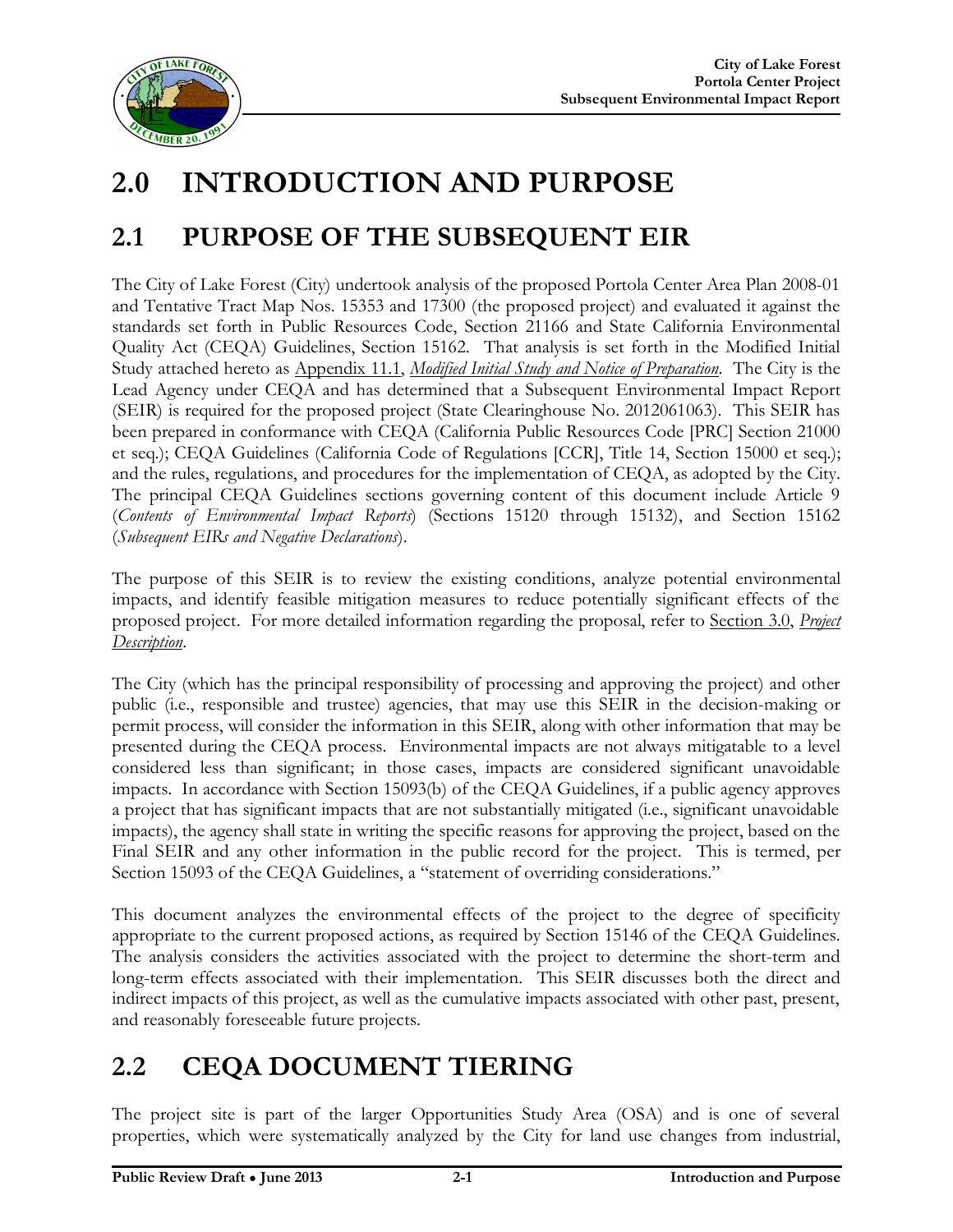# 2.0 INTRODUCTION AND PURPOSE

## 2.1 PURPOSE OF THE SUBSEQUENT EIR

The City of Lake Forest (City) undertook analysis of the proposed Portola Center Area Plan 2008-01 and Tentative Tract Map Nos. 15353 and 17300 (the proposed project) and evaluated it against the standards set forth in Public Resources Code, Section 21166 and State California Environmental Quality Act (CEQA) Guidelines, Section 15162. That analysis is set forth in the Modified Initial Study attached hereto as Appendix 11.1, *Modified Initial Study and Notice of Preparation*. The City is the Lead Agency under CEQA and has determined that a Subsequent Environmental Impact Report (SEIR) is required for the proposed project (State Clearinghouse No. 2012061063). This SEIR has been prepared in conformance with CEQA (California Public Resources Code [PRC] Section 21000 et seq.); CEQA Guidelines (California Code of Regulations [CCR], Title 14, Section 15000 et seq.); and the rules, regulations, and procedures for the implementation of CEQA, as adopted by the City. The principal CEQA Guidelines sections governing content of this document include Article 9 (*Contents of Environmental Impact Reports*) (Sections 15120 through 15132), and Section 15162 (*Subsequent EIRs and Negative Declarations*).

The purpose of this SEIR is to review the existing conditions, analyze potential environmental impacts, and identify feasible mitigation measures to reduce potentially significant effects of the proposed project. For more detailed information regarding the proposal, refer to Section 3.0, *Project Description*.

The City (which has the principal responsibility of processing and approving the project) and other public (i.e., responsible and trustee) agencies, that may use this SEIR in the decision-making or permit process, will consider the information in this SEIR, along with other information that may be presented during the CEQA process. Environmental impacts are not always mitigatable to a level considered less than significant; in those cases, impacts are considered significant unavoidable impacts. In accordance with Section 15093(b) of the CEQA Guidelines, if a public agency approves a project that has significant impacts that are not substantially mitigated (i.e., significant unavoidable impacts), the agency shall state in writing the specific reasons for approving the project, based on the Final SEIR and any other information in the public record for the project. This is termed, per Section 15093 of the CEQA Guidelines, a "statement of overriding considerations."

This document analyzes the environmental effects of the project to the degree of specificity appropriate to the current proposed actions, as required by Section 15146 of the CEQA Guidelines. The analysis considers the activities associated with the project to determine the short-term and long-term effects associated with their implementation. This SEIR discusses both the direct and indirect impacts of this project, as well as the cumulative impacts associated with other past, present, and reasonably foreseeable future projects.

## 2.2 CEQA DOCUMENT TIERING

The project site is part of the larger Opportunities Study Area (OSA) and is one of several properties, which were systematically analyzed by the City for land use changes from industrial,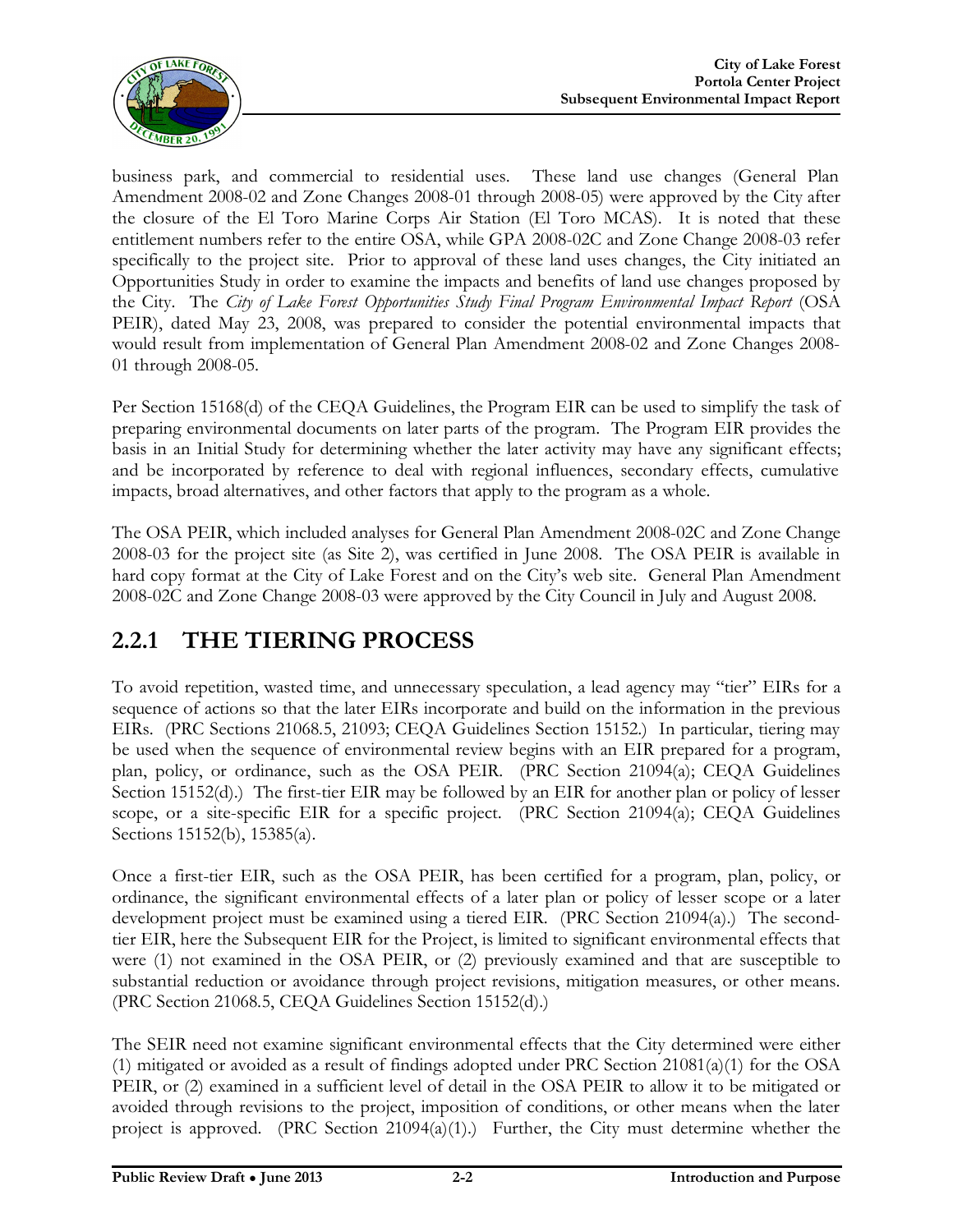business park, and commercial to residential uses. These land use changes (General Plan Amendment 2008-02 and Zone Changes 2008-01 through 2008-05) were approved by the City after the closure of the El Toro Marine Corps Air Station (El Toro MCAS). It is noted that these entitlement numbers refer to the entire OSA, while GPA 2008-02C and Zone Change 2008-03 refer specifically to the project site. Prior to approval of these land uses changes, the City initiated an Opportunities Study in order to examine the impacts and benefits of land use changes proposed by the City. The *City of Lake Forest Opportunities Study Final Program Environmental Impact Report* (OSA PEIR), dated May 23, 2008, was prepared to consider the potential environmental impacts that would result from implementation of General Plan Amendment 2008-02 and Zone Changes 2008-01 through 2008-05.

Per Section 15168(d) of the CEQA Guidelines, the Program EIR can be used to simplify the task of preparing environmental documents on later parts of the program. The Program EIR provides the basis in an Initial Study for determining whether the later activity may have any significant effects; and be incorporated by reference to deal with regional influences, secondary effects, cumulative impacts, broad alternatives, and other factors that apply to the program as a whole.

The OSA PEIR, which included analyses for General Plan Amendment 2008-02C and Zone Change 2008-03 for the project site (as Site 2), was certified in June 2008. The OSA PEIR is available in hard copy format at the City of Lake Forest and on the City's web site. General Plan Amendment 2008-02C and Zone Change 2008-03 were approved by the City Council in July and August 2008.

## 2.2.1 THE TIERING PROCESS

To avoid repetition, wasted time, and unnecessary speculation, a lead agency may "tier" EIRs for a sequence of actions so that the later EIRs incorporate and build on the information in the previous EIRs. (PRC Sections 21068.5, 21093; CEQA Guidelines Section 15152.) In particular, tiering may be used when the sequence of environmental review begins with an EIR prepared for a program, plan, policy, or ordinance, such as the OSA PEIR. (PRC Section 21094(a); CEQA Guidelines Section 15152(d).) The first-tier EIR may be followed by an EIR for another plan or policy of lesser scope, or a site-specific EIR for a specific project. (PRC Section 21094(a); CEQA Guidelines Sections 15152(b), 15385(a).

Once a first-tier EIR, such as the OSA PEIR, has been certified for a program, plan, policy, or ordinance, the significant environmental effects of a later plan or policy of lesser scope or a later development project must be examined using a tiered EIR. (PRC Section 21094(a).) The second-tier EIR, here the Subsequent EIR for the Project, is limited to significant environmental effects that were (1) not examined in the OSA PEIR, or (2) previously examined and that are susceptible to substantial reduction or avoidance through project revisions, mitigation measures, or other means. (PRC Section 21068.5, CEQA Guidelines Section 15152(d).)

The SEIR need not examine significant environmental effects that the City determined were either (1) mitigated or avoided as a result of findings adopted under PRC Section 21081(a)(1) for the OSA PEIR, or (2) examined in a sufficient level of detail in the OSA PEIR to allow it to be mitigated or avoided through revisions to the project, imposition of conditions, or other means when the later project is approved. (PRC Section 21094(a)(1).) Further, the City must determine whether the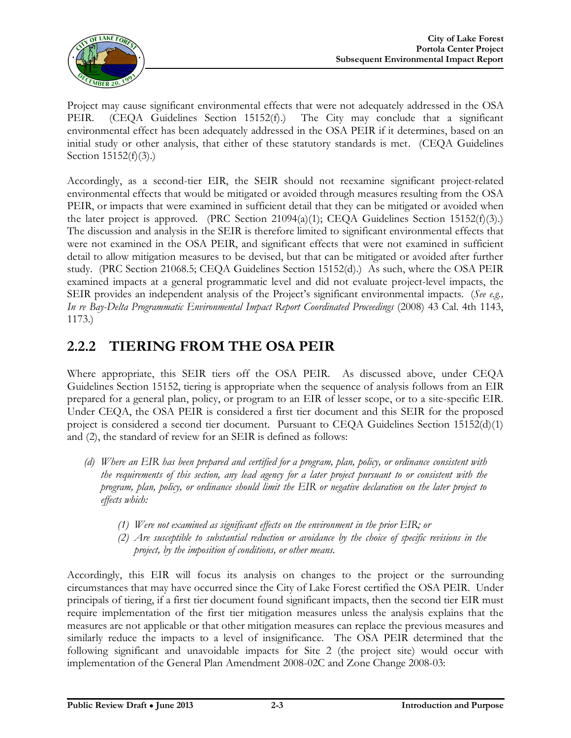Project may cause significant environmental effects that were not adequately addressed in the OSA PEIR. (CEQA Guidelines Section 15152(f).) The City may conclude that a significant environmental effect has been adequately addressed in the OSA PEIR if it determines, based on an initial study or other analysis, that either of these statutory standards is met. (CEQA Guidelines Section 15152(f)(3).)

Accordingly, as a second-tier EIR, the SEIR should not reexamine significant project-related environmental effects that would be mitigated or avoided through measures resulting from the OSA PEIR, or impacts that were examined in sufficient detail that they can be mitigated or avoided when the later project is approved. (PRC Section 21094(a)(1); CEQA Guidelines Section 15152(f)(3).) The discussion and analysis in the SEIR is therefore limited to significant environmental effects that were not examined in the OSA PEIR, and significant effects that were not examined in sufficient detail to allow mitigation measures to be devised, but that can be mitigated or avoided after further study. (PRC Section 21068.5; CEQA Guidelines Section 15152(d).) As such, where the OSA PEIR examined impacts at a general programmatic level and did not evaluate project-level impacts, the SEIR provides an independent analysis of the Project's significant environmental impacts. (*See e.g., In re Bay-Delta Programmatic Environmental Impact Report Coordinated Proceedings* (2008) 43 Cal. 4th 1143, 1173.)

## 2.2.2 TIERING FROM THE OSA PEIR

Where appropriate, this SEIR tiers off the OSA PEIR. As discussed above, under CEQA Guidelines Section 15152, tiering is appropriate when the sequence of analysis follows from an EIR prepared for a general plan, policy, or program to an EIR of lesser scope, or to a site-specific EIR. Under CEQA, the OSA PEIR is considered a first tier document and this SEIR for the proposed project is considered a second tier document. Pursuant to CEQA Guidelines Section 15152(d)(1) and (2), the standard of review for an SEIR is defined as follows:

*(d) Where an EIR has been prepared and certified for a program, plan, policy, or ordinance consistent with the requirements of this section, any lead agency for a later project pursuant to or consistent with the program, plan, policy, or ordinance should limit the EIR or negative declaration on the later project to effects which:*

*(1) Were not examined as significant effects on the environment in the prior EIR; or*
*(2) Are susceptible to substantial reduction or avoidance by the choice of specific revisions in the project, by the imposition of conditions, or other means.*

Accordingly, this EIR will focus its analysis on changes to the project or the surrounding circumstances that may have occurred since the City of Lake Forest certified the OSA PEIR. Under principals of tiering, if a first tier document found significant impacts, then the second tier EIR must require implementation of the first tier mitigation measures unless the analysis explains that the measures are not applicable or that other mitigation measures can replace the previous measures and similarly reduce the impacts to a level of insignificance. The OSA PEIR determined that the following significant and unavoidable impacts for Site 2 (the project site) would occur with implementation of the General Plan Amendment 2008-02C and Zone Change 2008-03: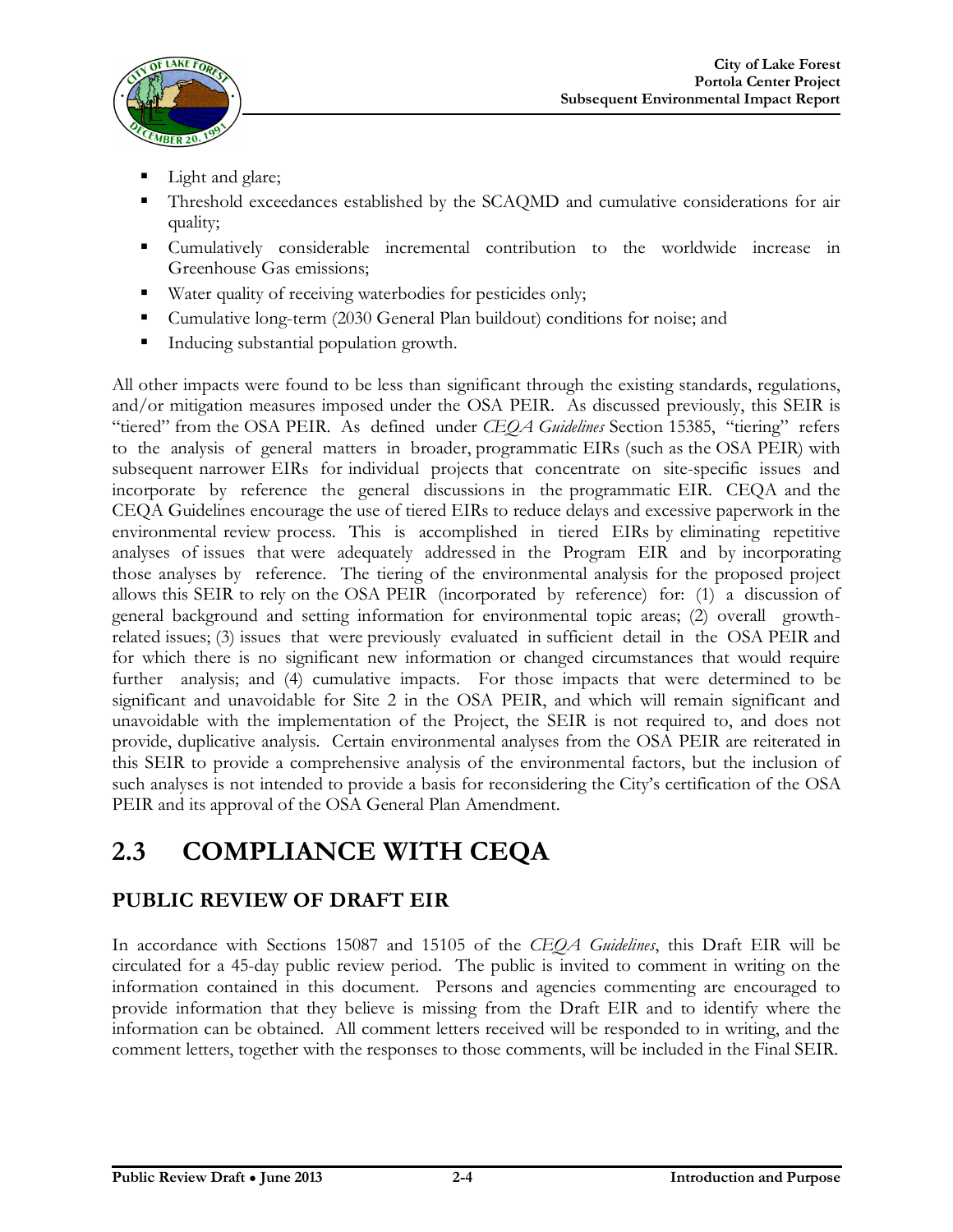- Light and glare;
- Threshold exceedances established by the SCAQMD and cumulative considerations for air quality;
- Cumulatively considerable incremental contribution to the worldwide increase in Greenhouse Gas emissions;
- Water quality of receiving waterbodies for pesticides only;
- Cumulative long-term (2030 General Plan buildout) conditions for noise; and
- Inducing substantial population growth.

All other impacts were found to be less than significant through the existing standards, regulations, and/or mitigation measures imposed under the OSA PEIR. As discussed previously, this SEIR is "tiered" from the OSA PEIR. As defined under *CEQA Guidelines* Section 15385, "tiering" refers to the analysis of general matters in broader, programmatic EIRs (such as the OSA PEIR) with subsequent narrower EIRs for individual projects that concentrate on site-specific issues and incorporate by reference the general discussions in the programmatic EIR. CEQA and the CEQA Guidelines encourage the use of tiered EIRs to reduce delays and excessive paperwork in the environmental review process. This is accomplished in tiered EIRs by eliminating repetitive analyses of issues that were adequately addressed in the Program EIR and by incorporating those analyses by reference. The tiering of the environmental analysis for the proposed project allows this SEIR to rely on the OSA PEIR (incorporated by reference) for: (1) a discussion of general background and setting information for environmental topic areas; (2) overall growth-related issues; (3) issues that were previously evaluated in sufficient detail in the OSA PEIR and for which there is no significant new information or changed circumstances that would require further analysis; and (4) cumulative impacts. For those impacts that were determined to be significant and unavoidable for Site 2 in the OSA PEIR, and which will remain significant and unavoidable with the implementation of the Project, the SEIR is not required to, and does not provide, duplicative analysis. Certain environmental analyses from the OSA PEIR are reiterated in this SEIR to provide a comprehensive analysis of the environmental factors, but the inclusion of such analyses is not intended to provide a basis for reconsidering the City's certification of the OSA PEIR and its approval of the OSA General Plan Amendment.

# 2.3 COMPLIANCE WITH CEQA

## PUBLIC REVIEW OF DRAFT EIR

In accordance with Sections 15087 and 15105 of the *CEQA Guidelines*, this Draft EIR will be circulated for a 45-day public review period. The public is invited to comment in writing on the information contained in this document. Persons and agencies commenting are encouraged to provide information that they believe is missing from the Draft EIR and to identify where the information can be obtained. All comment letters received will be responded to in writing, and the comment letters, together with the responses to those comments, will be included in the Final SEIR.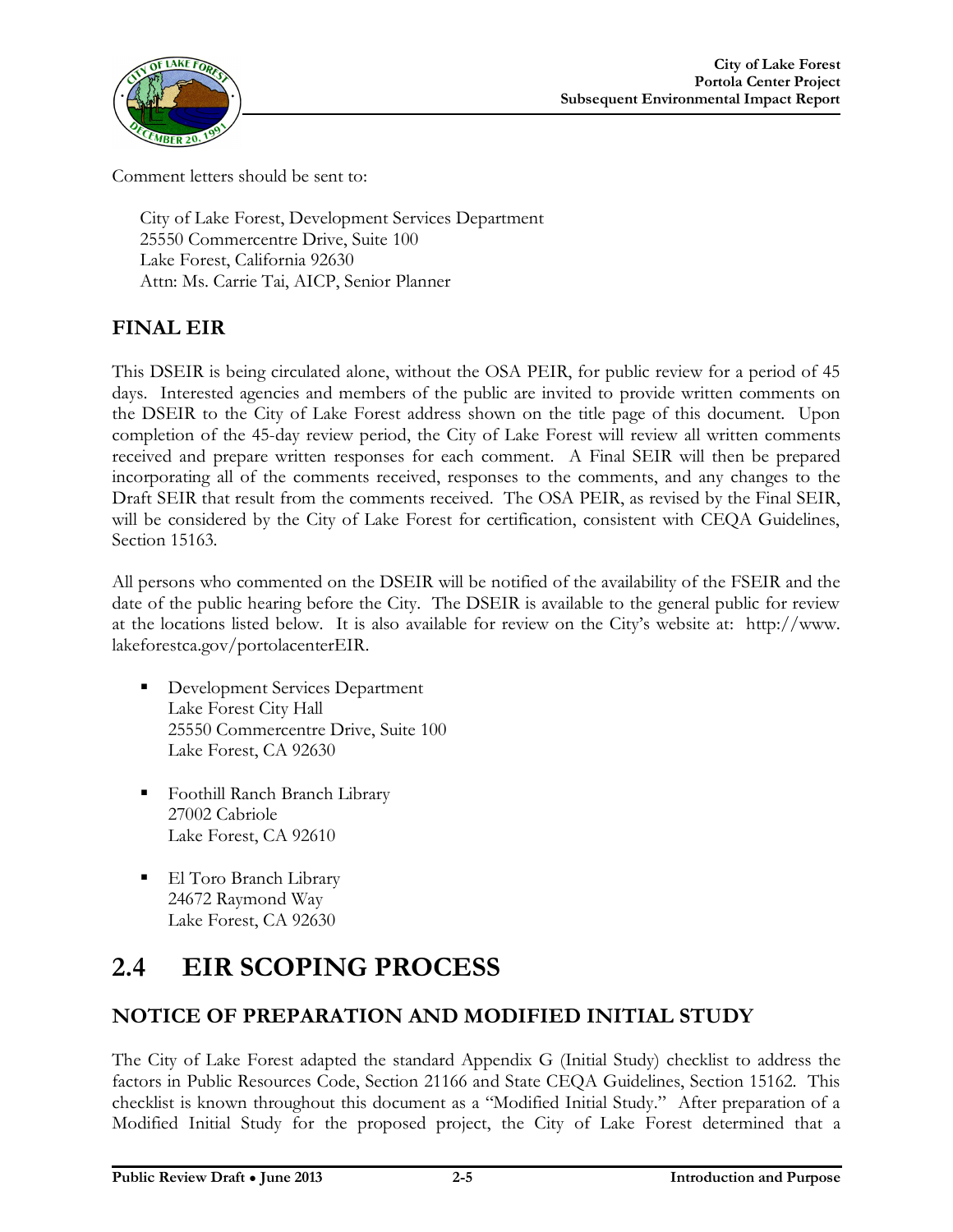Comment letters should be sent to:

City of Lake Forest, Development Services Department
25550 Commercentre Drive, Suite 100
Lake Forest, California 92630
Attn: Ms. Carrie Tai, AICP, Senior Planner

### FINAL EIR

This DSEIR is being circulated alone, without the OSA PEIR, for public review for a period of 45 days. Interested agencies and members of the public are invited to provide written comments on the DSEIR to the City of Lake Forest address shown on the title page of this document. Upon completion of the 45-day review period, the City of Lake Forest will review all written comments received and prepare written responses for each comment. A Final SEIR will then be prepared incorporating all of the comments received, responses to the comments, and any changes to the Draft SEIR that result from the comments received. The OSA PEIR, as revised by the Final SEIR, will be considered by the City of Lake Forest for certification, consistent with CEQA Guidelines, Section 15163.

All persons who commented on the DSEIR will be notified of the availability of the FSEIR and the date of the public hearing before the City. The DSEIR is available to the general public for review at the locations listed below. It is also available for review on the City's website at: http://www.lakeforestca.gov/portolacenterEIR.

- Development Services Department
  Lake Forest City Hall
  25550 Commercentre Drive, Suite 100
  Lake Forest, CA 92630

- Foothill Ranch Branch Library
  27002 Cabriole
  Lake Forest, CA 92610

- El Toro Branch Library
  24672 Raymond Way
  Lake Forest, CA 92630

# 2.4 EIR SCOPING PROCESS

### NOTICE OF PREPARATION AND MODIFIED INITIAL STUDY

The City of Lake Forest adapted the standard Appendix G (Initial Study) checklist to address the factors in Public Resources Code, Section 21166 and State CEQA Guidelines, Section 15162. This checklist is known throughout this document as a "Modified Initial Study." After preparation of a Modified Initial Study for the proposed project, the City of Lake Forest determined that a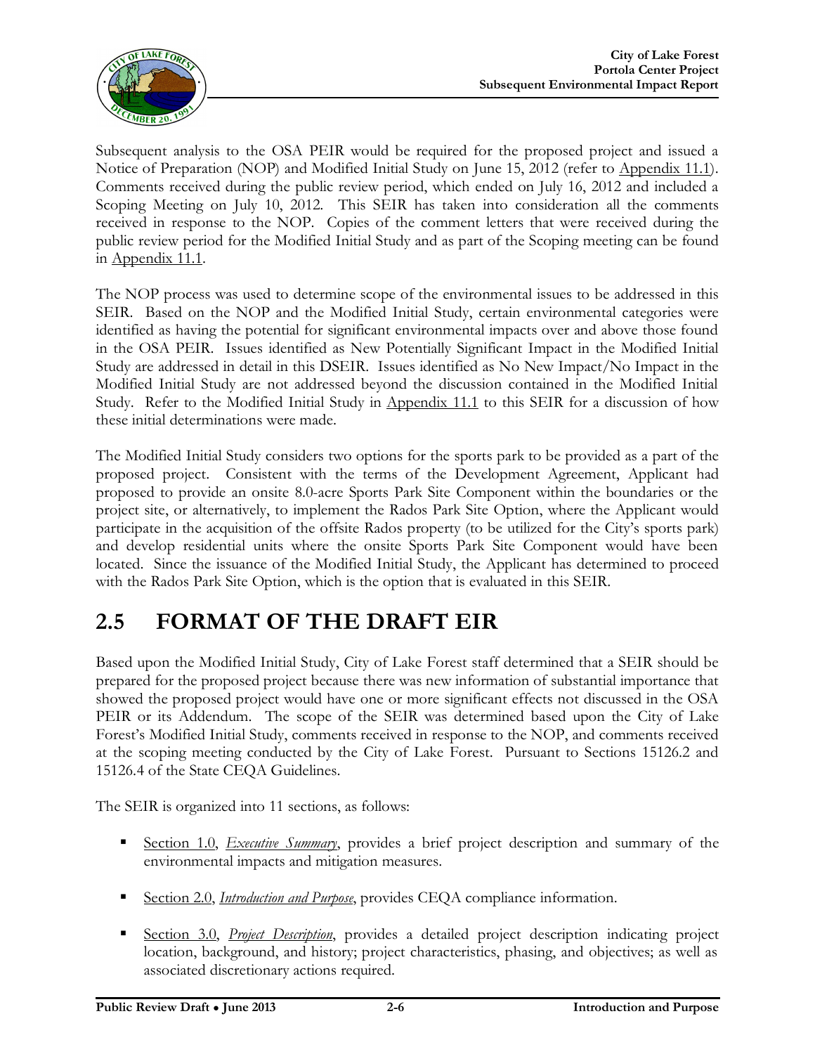Subsequent analysis to the OSA PEIR would be required for the proposed project and issued a Notice of Preparation (NOP) and Modified Initial Study on June 15, 2012 (refer to Appendix 11.1). Comments received during the public review period, which ended on July 16, 2012 and included a Scoping Meeting on July 10, 2012. This SEIR has taken into consideration all the comments received in response to the NOP. Copies of the comment letters that were received during the public review period for the Modified Initial Study and as part of the Scoping meeting can be found in Appendix 11.1.

The NOP process was used to determine scope of the environmental issues to be addressed in this SEIR. Based on the NOP and the Modified Initial Study, certain environmental categories were identified as having the potential for significant environmental impacts over and above those found in the OSA PEIR. Issues identified as New Potentially Significant Impact in the Modified Initial Study are addressed in detail in this DSEIR. Issues identified as No New Impact/No Impact in the Modified Initial Study are not addressed beyond the discussion contained in the Modified Initial Study. Refer to the Modified Initial Study in Appendix 11.1 to this SEIR for a discussion of how these initial determinations were made.

The Modified Initial Study considers two options for the sports park to be provided as a part of the proposed project. Consistent with the terms of the Development Agreement, Applicant had proposed to provide an onsite 8.0-acre Sports Park Site Component within the boundaries or the project site, or alternatively, to implement the Rados Park Site Option, where the Applicant would participate in the acquisition of the offsite Rados property (to be utilized for the City's sports park) and develop residential units where the onsite Sports Park Site Component would have been located. Since the issuance of the Modified Initial Study, the Applicant has determined to proceed with the Rados Park Site Option, which is the option that is evaluated in this SEIR.

## 2.5 FORMAT OF THE DRAFT EIR

Based upon the Modified Initial Study, City of Lake Forest staff determined that a SEIR should be prepared for the proposed project because there was new information of substantial importance that showed the proposed project would have one or more significant effects not discussed in the OSA PEIR or its Addendum. The scope of the SEIR was determined based upon the City of Lake Forest's Modified Initial Study, comments received in response to the NOP, and comments received at the scoping meeting conducted by the City of Lake Forest. Pursuant to Sections 15126.2 and 15126.4 of the State CEQA Guidelines.

The SEIR is organized into 11 sections, as follows:

- Section 1.0, *Executive Summary*, provides a brief project description and summary of the environmental impacts and mitigation measures.
- Section 2.0, *Introduction and Purpose*, provides CEQA compliance information.
- Section 3.0, *Project Description*, provides a detailed project description indicating project location, background, and history; project characteristics, phasing, and objectives; as well as associated discretionary actions required.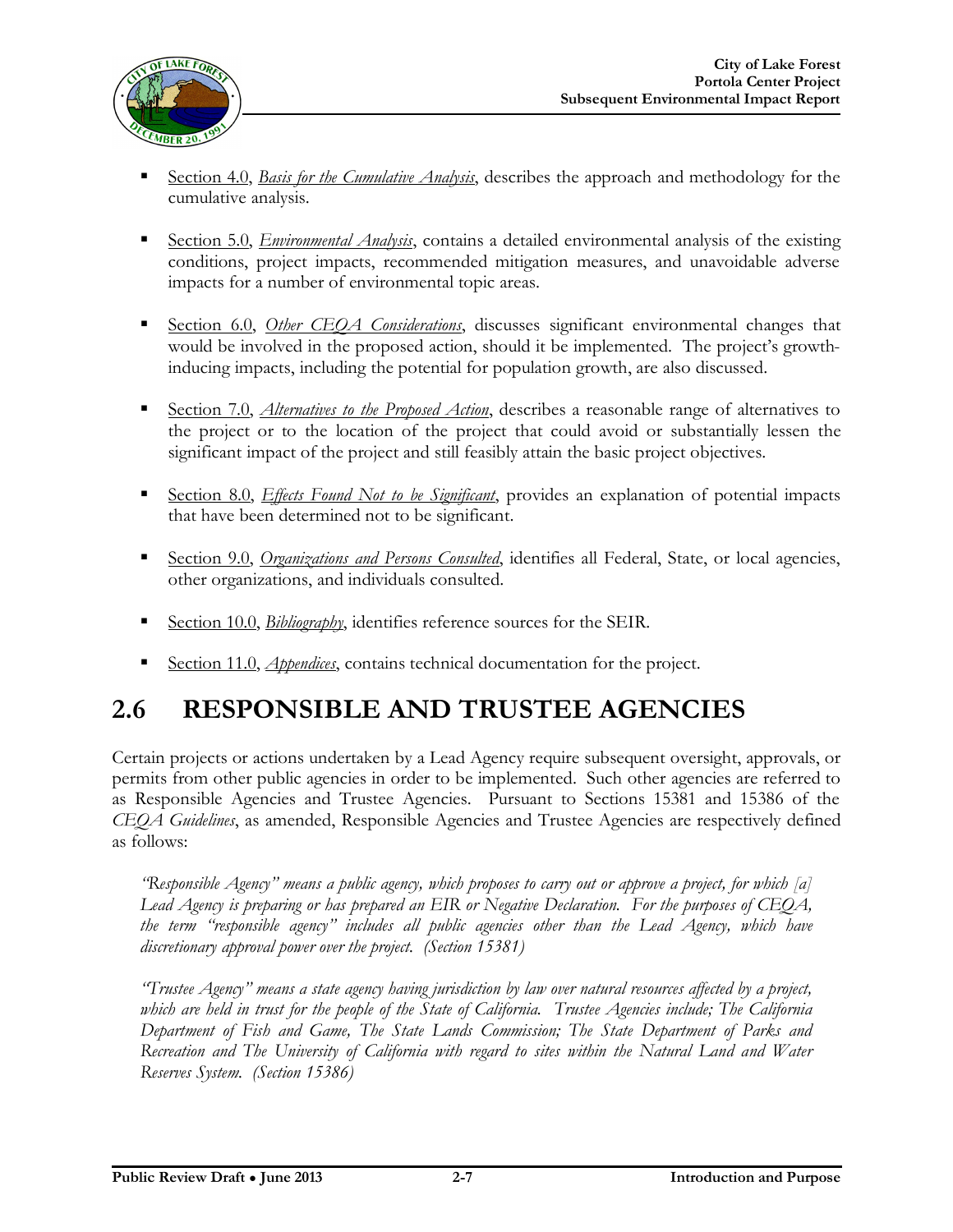- Section 4.0, *Basis for the Cumulative Analysis*, describes the approach and methodology for the cumulative analysis.

- Section 5.0, *Environmental Analysis*, contains a detailed environmental analysis of the existing conditions, project impacts, recommended mitigation measures, and unavoidable adverse impacts for a number of environmental topic areas.

- Section 6.0, *Other CEQA Considerations*, discusses significant environmental changes that would be involved in the proposed action, should it be implemented. The project's growth-inducing impacts, including the potential for population growth, are also discussed.

- Section 7.0, *Alternatives to the Proposed Action*, describes a reasonable range of alternatives to the project or to the location of the project that could avoid or substantially lessen the significant impact of the project and still feasibly attain the basic project objectives.

- Section 8.0, *Effects Found Not to be Significant*, provides an explanation of potential impacts that have been determined not to be significant.

- Section 9.0, *Organizations and Persons Consulted*, identifies all Federal, State, or local agencies, other organizations, and individuals consulted.

- Section 10.0, *Bibliography*, identifies reference sources for the SEIR.

- Section 11.0, *Appendices*, contains technical documentation for the project.

## 2.6 RESPONSIBLE AND TRUSTEE AGENCIES

Certain projects or actions undertaken by a Lead Agency require subsequent oversight, approvals, or permits from other public agencies in order to be implemented. Such other agencies are referred to as Responsible Agencies and Trustee Agencies. Pursuant to Sections 15381 and 15386 of the *CEQA Guidelines*, as amended, Responsible Agencies and Trustee Agencies are respectively defined as follows:

*"Responsible Agency" means a public agency, which proposes to carry out or approve a project, for which [a] Lead Agency is preparing or has prepared an EIR or Negative Declaration. For the purposes of CEQA, the term "responsible agency" includes all public agencies other than the Lead Agency, which have discretionary approval power over the project. (Section 15381)*

*"Trustee Agency" means a state agency having jurisdiction by law over natural resources affected by a project, which are held in trust for the people of the State of California. Trustee Agencies include; The California Department of Fish and Game, The State Lands Commission; The State Department of Parks and Recreation and The University of California with regard to sites within the Natural Land and Water Reserves System. (Section 15386)*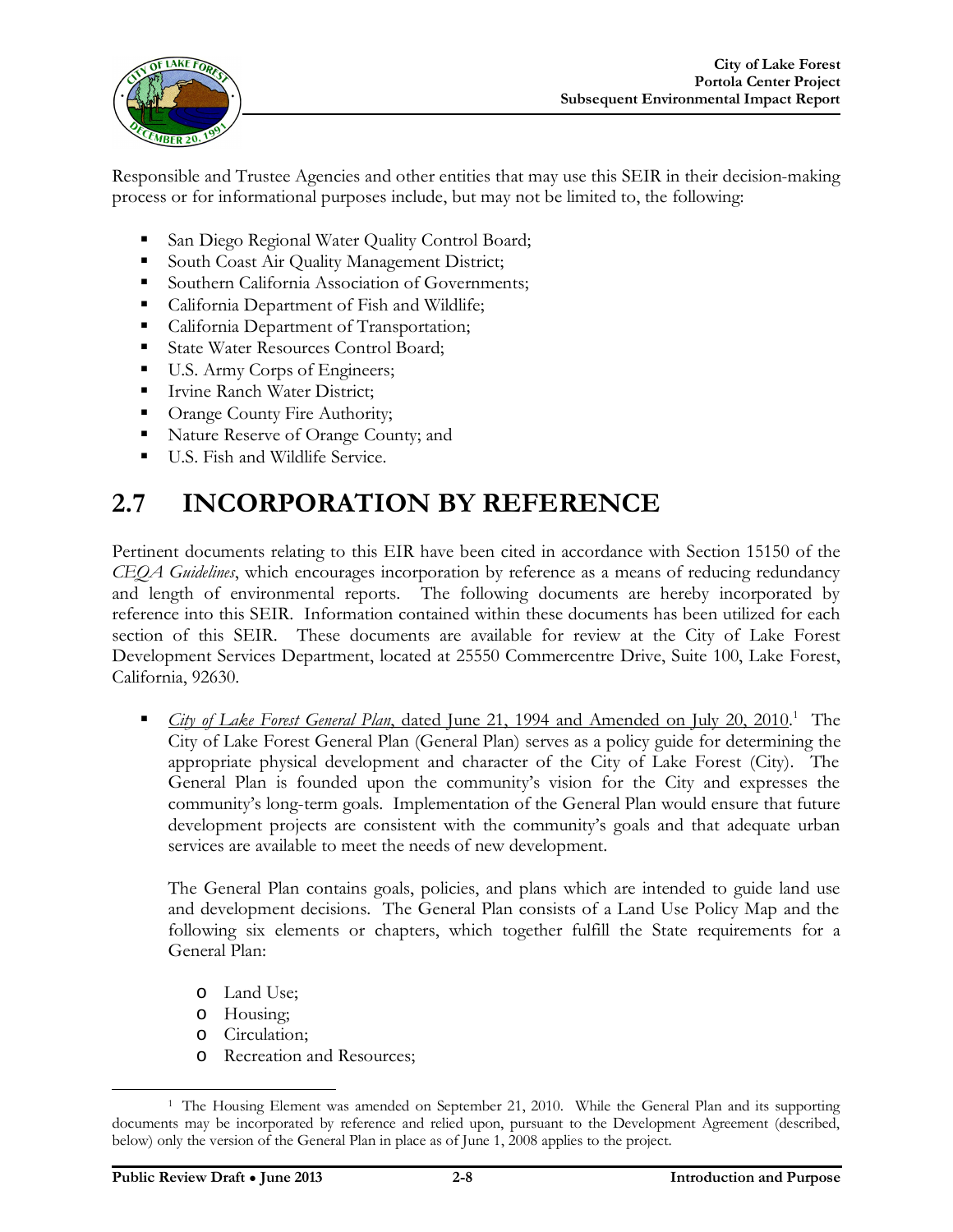Responsible and Trustee Agencies and other entities that may use this SEIR in their decision-making process or for informational purposes include, but may not be limited to, the following:

- San Diego Regional Water Quality Control Board;
- South Coast Air Quality Management District;
- Southern California Association of Governments;
- California Department of Fish and Wildlife;
- California Department of Transportation;
- State Water Resources Control Board;
- U.S. Army Corps of Engineers;
- Irvine Ranch Water District;
- Orange County Fire Authority;
- Nature Reserve of Orange County; and
- U.S. Fish and Wildlife Service.

## 2.7 INCORPORATION BY REFERENCE

Pertinent documents relating to this EIR have been cited in accordance with Section 15150 of the *CEQA Guidelines*, which encourages incorporation by reference as a means of reducing redundancy and length of environmental reports. The following documents are hereby incorporated by reference into this SEIR. Information contained within these documents has been utilized for each section of this SEIR. These documents are available for review at the City of Lake Forest Development Services Department, located at 25550 Commercentre Drive, Suite 100, Lake Forest, California, 92630.

- *City of Lake Forest General Plan*, dated June 21, 1994 and Amended on July 20, 2010.[1] The City of Lake Forest General Plan (General Plan) serves as a policy guide for determining the appropriate physical development and character of the City of Lake Forest (City). The General Plan is founded upon the community's vision for the City and expresses the community's long-term goals. Implementation of the General Plan would ensure that future development projects are consistent with the community's goals and that adequate urban services are available to meet the needs of new development.

  The General Plan contains goals, policies, and plans which are intended to guide land use and development decisions. The General Plan consists of a Land Use Policy Map and the following six elements or chapters, which together fulfill the State requirements for a General Plan:

  - Land Use;
  - Housing;
  - Circulation;
  - Recreation and Resources;

[1] The Housing Element was amended on September 21, 2010. While the General Plan and its supporting documents may be incorporated by reference and relied upon, pursuant to the Development Agreement (described, below) only the version of the General Plan in place as of June 1, 2008 applies to the project.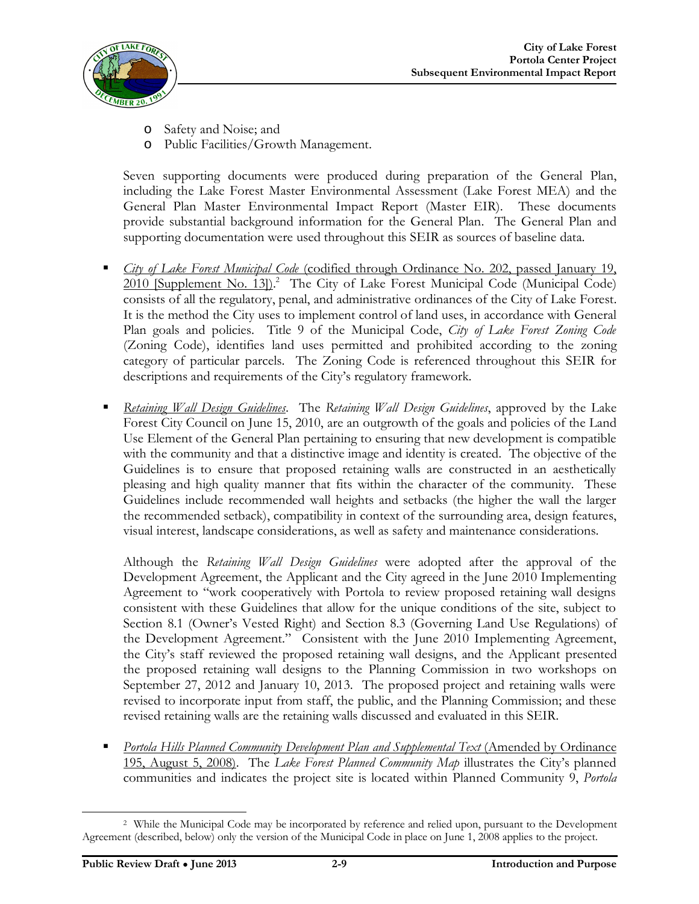- Safety and Noise; and
- Public Facilities/Growth Management.

Seven supporting documents were produced during preparation of the General Plan, including the Lake Forest Master Environmental Assessment (Lake Forest MEA) and the General Plan Master Environmental Impact Report (Master EIR). These documents provide substantial background information for the General Plan. The General Plan and supporting documentation were used throughout this SEIR as sources of baseline data.

- *City of Lake Forest Municipal Code* (codified through Ordinance No. 202, passed January 19, 2010 [Supplement No. 13]).[2] The City of Lake Forest Municipal Code (Municipal Code) consists of all the regulatory, penal, and administrative ordinances of the City of Lake Forest. It is the method the City uses to implement control of land uses, in accordance with General Plan goals and policies. Title 9 of the Municipal Code, *City of Lake Forest Zoning Code* (Zoning Code), identifies land uses permitted and prohibited according to the zoning category of particular parcels. The Zoning Code is referenced throughout this SEIR for descriptions and requirements of the City's regulatory framework.

- *Retaining Wall Design Guidelines*. The *Retaining Wall Design Guidelines*, approved by the Lake Forest City Council on June 15, 2010, are an outgrowth of the goals and policies of the Land Use Element of the General Plan pertaining to ensuring that new development is compatible with the community and that a distinctive image and identity is created. The objective of the Guidelines is to ensure that proposed retaining walls are constructed in an aesthetically pleasing and high quality manner that fits within the character of the community. These Guidelines include recommended wall heights and setbacks (the higher the wall the larger the recommended setback), compatibility in context of the surrounding area, design features, visual interest, landscape considerations, as well as safety and maintenance considerations.

  Although the *Retaining Wall Design Guidelines* were adopted after the approval of the Development Agreement, the Applicant and the City agreed in the June 2010 Implementing Agreement to "work cooperatively with Portola to review proposed retaining wall designs consistent with these Guidelines that allow for the unique conditions of the site, subject to Section 8.1 (Owner's Vested Right) and Section 8.3 (Governing Land Use Regulations) of the Development Agreement." Consistent with the June 2010 Implementing Agreement, the City's staff reviewed the proposed retaining wall designs, and the Applicant presented the proposed retaining wall designs to the Planning Commission in two workshops on September 27, 2012 and January 10, 2013. The proposed project and retaining walls were revised to incorporate input from staff, the public, and the Planning Commission; and these revised retaining walls are the retaining walls discussed and evaluated in this SEIR.

- *Portola Hills Planned Community Development Plan and Supplemental Text* (Amended by Ordinance 195, August 5, 2008). The *Lake Forest Planned Community Map* illustrates the City's planned communities and indicates the project site is located within Planned Community 9, *Portola*

---

[2] While the Municipal Code may be incorporated by reference and relied upon, pursuant to the Development Agreement (described, below) only the version of the Municipal Code in place on June 1, 2008 applies to the project.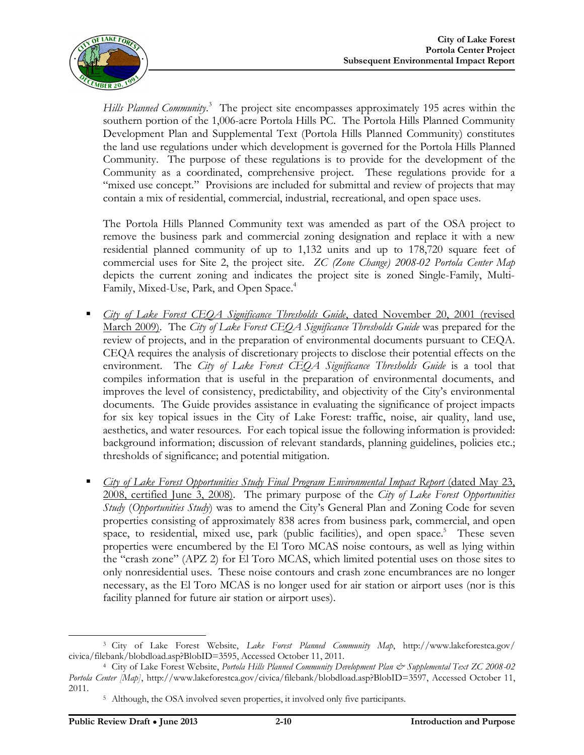*Hills Planned Community*.[3] The project site encompasses approximately 195 acres within the southern portion of the 1,006-acre Portola Hills PC. The Portola Hills Planned Community Development Plan and Supplemental Text (Portola Hills Planned Community) constitutes the land use regulations under which development is governed for the Portola Hills Planned Community. The purpose of these regulations is to provide for the development of the Community as a coordinated, comprehensive project. These regulations provide for a "mixed use concept." Provisions are included for submittal and review of projects that may contain a mix of residential, commercial, industrial, recreational, and open space uses.

The Portola Hills Planned Community text was amended as part of the OSA project to remove the business park and commercial zoning designation and replace it with a new residential planned community of up to 1,132 units and up to 178,720 square feet of commercial uses for Site 2, the project site. *ZC (Zone Change) 2008-02 Portola Center Map* depicts the current zoning and indicates the project site is zoned Single-Family, Multi-Family, Mixed-Use, Park, and Open Space.[4]

- *City of Lake Forest CEQA Significance Thresholds Guide*, dated November 20, 2001 (revised March 2009). The *City of Lake Forest CEQA Significance Thresholds Guide* was prepared for the review of projects, and in the preparation of environmental documents pursuant to CEQA. CEQA requires the analysis of discretionary projects to disclose their potential effects on the environment. The *City of Lake Forest CEQA Significance Thresholds Guide* is a tool that compiles information that is useful in the preparation of environmental documents, and improves the level of consistency, predictability, and objectivity of the City's environmental documents. The Guide provides assistance in evaluating the significance of project impacts for six key topical issues in the City of Lake Forest: traffic, noise, air quality, land use, aesthetics, and water resources. For each topical issue the following information is provided: background information; discussion of relevant standards, planning guidelines, policies etc.; thresholds of significance; and potential mitigation.

- *City of Lake Forest Opportunities Study Final Program Environmental Impact Report* (dated May 23, 2008, certified June 3, 2008). The primary purpose of the *City of Lake Forest Opportunities Study* (*Opportunities Study*) was to amend the City's General Plan and Zoning Code for seven properties consisting of approximately 838 acres from business park, commercial, and open space, to residential, mixed use, park (public facilities), and open space.[5] These seven properties were encumbered by the El Toro MCAS noise contours, as well as lying within the "crash zone" (APZ 2) for El Toro MCAS, which limited potential uses on those sites to only nonresidential uses. These noise contours and crash zone encumbrances are no longer necessary, as the El Toro MCAS is no longer used for air station or airport uses (nor is this facility planned for future air station or airport uses).

---

[3] City of Lake Forest Website, *Lake Forest Planned Community Map*, http://www.lakeforestca.gov/civica/filebank/blobdload.asp?BlobID=3595, Accessed October 11, 2011.

[4] City of Lake Forest Website, *Portola Hills Planned Community Development Plan & Supplemental Text ZC 2008-02 Portola Center [Map]*, http://www.lakeforestca.gov/civica/filebank/blobdload.asp?BlobID=3597, Accessed October 11, 2011.

[5] Although, the OSA involved seven properties, it involved only five participants.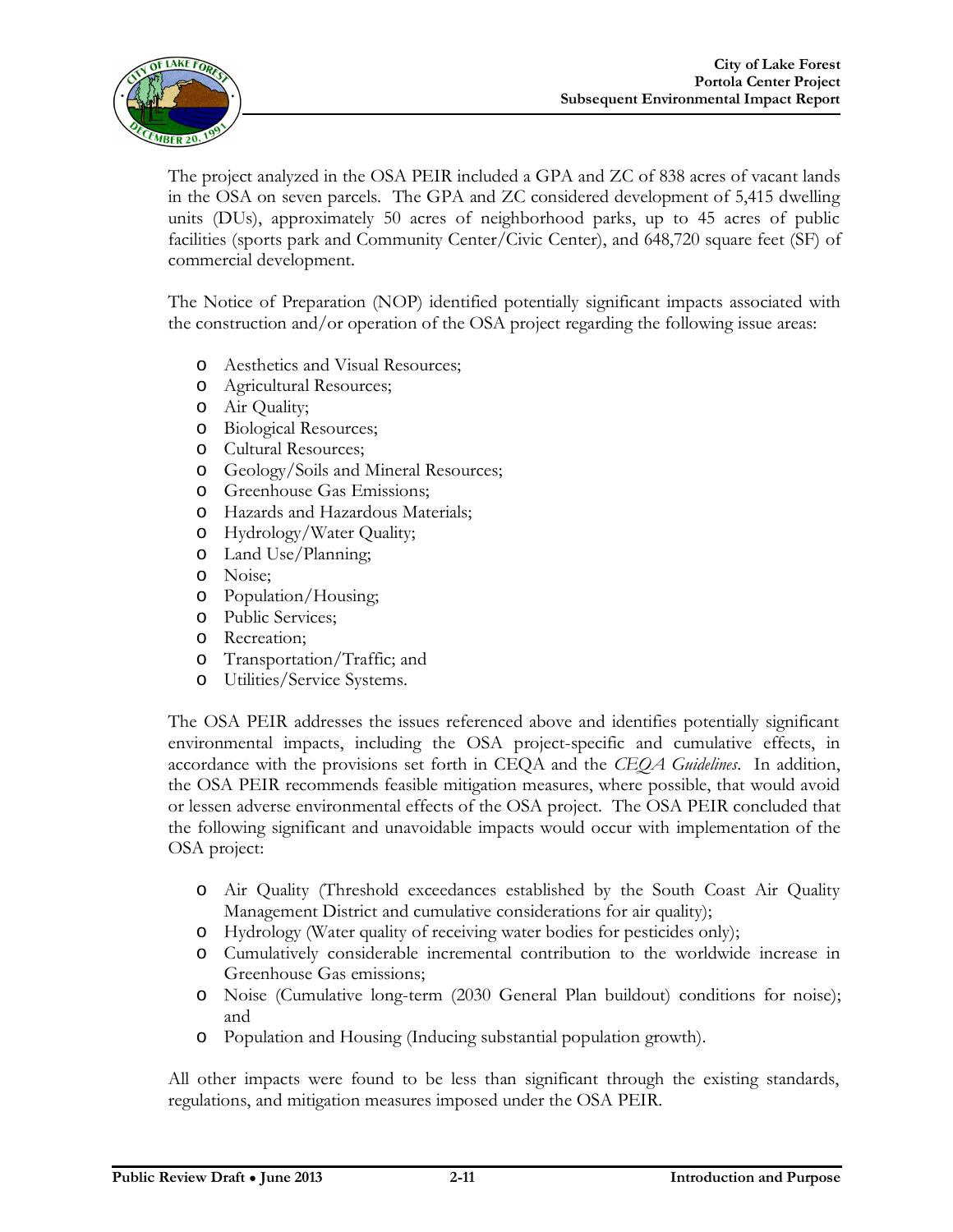The project analyzed in the OSA PEIR included a GPA and ZC of 838 acres of vacant lands in the OSA on seven parcels. The GPA and ZC considered development of 5,415 dwelling units (DUs), approximately 50 acres of neighborhood parks, up to 45 acres of public facilities (sports park and Community Center/Civic Center), and 648,720 square feet (SF) of commercial development.

The Notice of Preparation (NOP) identified potentially significant impacts associated with the construction and/or operation of the OSA project regarding the following issue areas:

- Aesthetics and Visual Resources;
- Agricultural Resources;
- Air Quality;
- Biological Resources;
- Cultural Resources;
- Geology/Soils and Mineral Resources;
- Greenhouse Gas Emissions;
- Hazards and Hazardous Materials;
- Hydrology/Water Quality;
- Land Use/Planning;
- Noise;
- Population/Housing;
- Public Services;
- Recreation;
- Transportation/Traffic; and
- Utilities/Service Systems.

The OSA PEIR addresses the issues referenced above and identifies potentially significant environmental impacts, including the OSA project-specific and cumulative effects, in accordance with the provisions set forth in CEQA and the *CEQA Guidelines*. In addition, the OSA PEIR recommends feasible mitigation measures, where possible, that would avoid or lessen adverse environmental effects of the OSA project. The OSA PEIR concluded that the following significant and unavoidable impacts would occur with implementation of the OSA project:

- Air Quality (Threshold exceedances established by the South Coast Air Quality Management District and cumulative considerations for air quality);
- Hydrology (Water quality of receiving water bodies for pesticides only);
- Cumulatively considerable incremental contribution to the worldwide increase in Greenhouse Gas emissions;
- Noise (Cumulative long-term (2030 General Plan buildout) conditions for noise); and
- Population and Housing (Inducing substantial population growth).

All other impacts were found to be less than significant through the existing standards, regulations, and mitigation measures imposed under the OSA PEIR.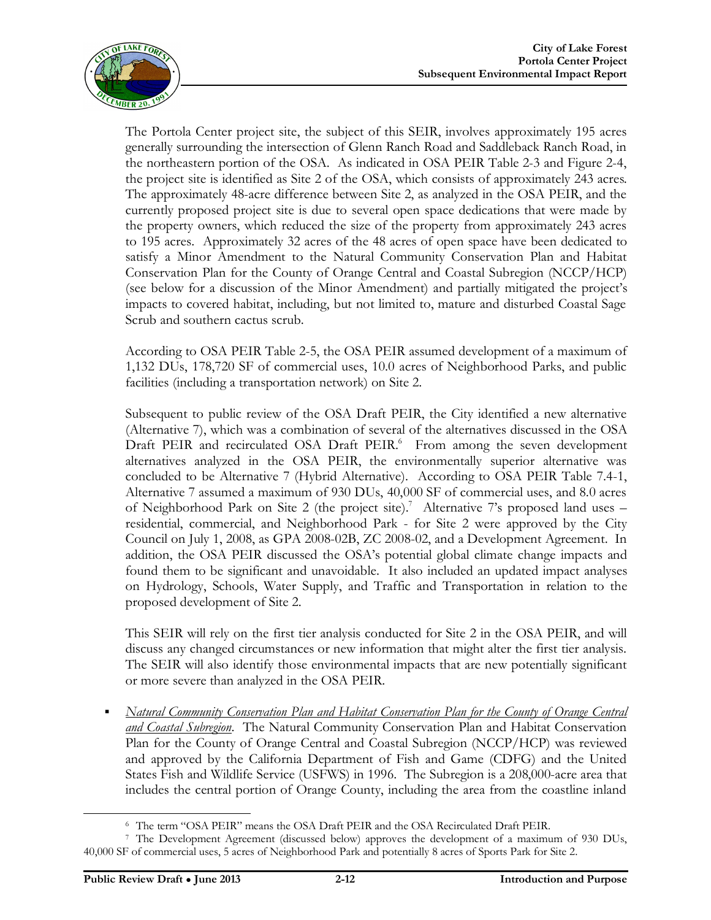The Portola Center project site, the subject of this SEIR, involves approximately 195 acres generally surrounding the intersection of Glenn Ranch Road and Saddleback Ranch Road, in the northeastern portion of the OSA. As indicated in OSA PEIR Table 2-3 and Figure 2-4, the project site is identified as Site 2 of the OSA, which consists of approximately 243 acres. The approximately 48-acre difference between Site 2, as analyzed in the OSA PEIR, and the currently proposed project site is due to several open space dedications that were made by the property owners, which reduced the size of the property from approximately 243 acres to 195 acres. Approximately 32 acres of the 48 acres of open space have been dedicated to satisfy a Minor Amendment to the Natural Community Conservation Plan and Habitat Conservation Plan for the County of Orange Central and Coastal Subregion (NCCP/HCP) (see below for a discussion of the Minor Amendment) and partially mitigated the project's impacts to covered habitat, including, but not limited to, mature and disturbed Coastal Sage Scrub and southern cactus scrub.

According to OSA PEIR Table 2-5, the OSA PEIR assumed development of a maximum of 1,132 DUs, 178,720 SF of commercial uses, 10.0 acres of Neighborhood Parks, and public facilities (including a transportation network) on Site 2.

Subsequent to public review of the OSA Draft PEIR, the City identified a new alternative (Alternative 7), which was a combination of several of the alternatives discussed in the OSA Draft PEIR and recirculated OSA Draft PEIR.[6] From among the seven development alternatives analyzed in the OSA PEIR, the environmentally superior alternative was concluded to be Alternative 7 (Hybrid Alternative). According to OSA PEIR Table 7.4-1, Alternative 7 assumed a maximum of 930 DUs, 40,000 SF of commercial uses, and 8.0 acres of Neighborhood Park on Site 2 (the project site).[7] Alternative 7's proposed land uses – residential, commercial, and Neighborhood Park - for Site 2 were approved by the City Council on July 1, 2008, as GPA 2008-02B, ZC 2008-02, and a Development Agreement. In addition, the OSA PEIR discussed the OSA's potential global climate change impacts and found them to be significant and unavoidable. It also included an updated impact analyses on Hydrology, Schools, Water Supply, and Traffic and Transportation in relation to the proposed development of Site 2.

This SEIR will rely on the first tier analysis conducted for Site 2 in the OSA PEIR, and will discuss any changed circumstances or new information that might alter the first tier analysis. The SEIR will also identify those environmental impacts that are new potentially significant or more severe than analyzed in the OSA PEIR.

- *Natural Community Conservation Plan and Habitat Conservation Plan for the County of Orange Central and Coastal Subregion*. The Natural Community Conservation Plan and Habitat Conservation Plan for the County of Orange Central and Coastal Subregion (NCCP/HCP) was reviewed and approved by the California Department of Fish and Game (CDFG) and the United States Fish and Wildlife Service (USFWS) in 1996. The Subregion is a 208,000-acre area that includes the central portion of Orange County, including the area from the coastline inland

---

[6] The term "OSA PEIR" means the OSA Draft PEIR and the OSA Recirculated Draft PEIR.

[7] The Development Agreement (discussed below) approves the development of a maximum of 930 DUs, 40,000 SF of commercial uses, 5 acres of Neighborhood Park and potentially 8 acres of Sports Park for Site 2.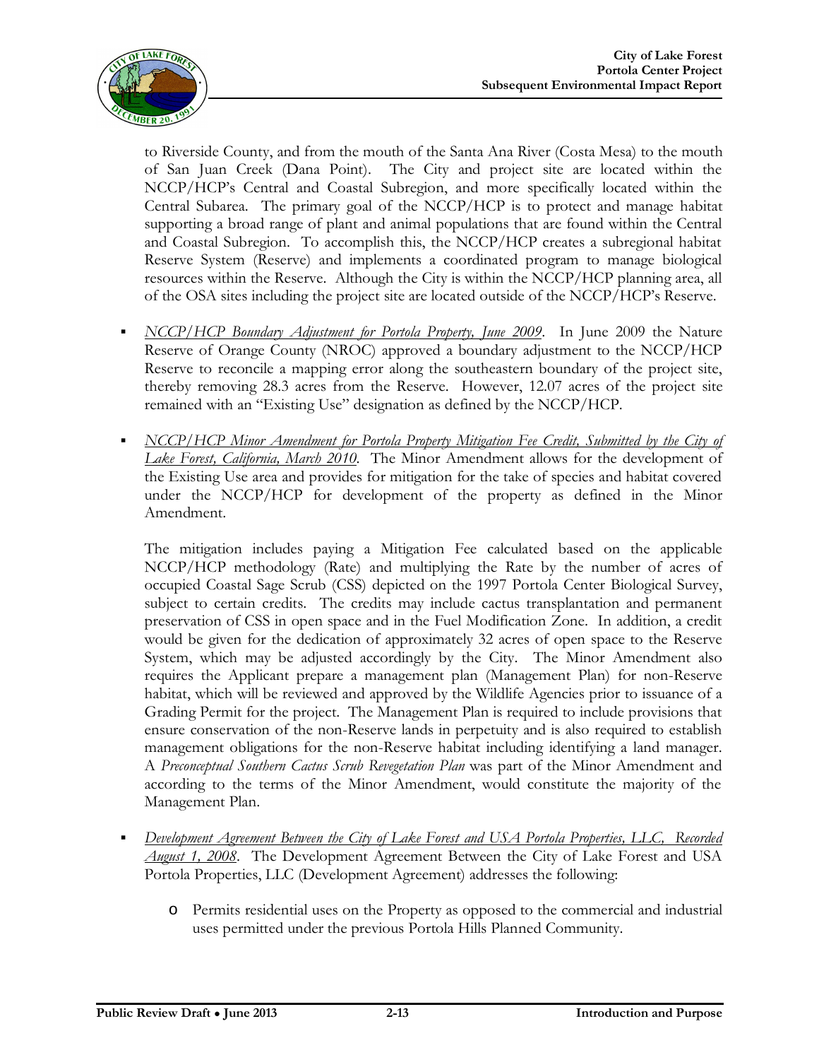to Riverside County, and from the mouth of the Santa Ana River (Costa Mesa) to the mouth of San Juan Creek (Dana Point). The City and project site are located within the NCCP/HCP's Central and Coastal Subregion, and more specifically located within the Central Subarea. The primary goal of the NCCP/HCP is to protect and manage habitat supporting a broad range of plant and animal populations that are found within the Central and Coastal Subregion. To accomplish this, the NCCP/HCP creates a subregional habitat Reserve System (Reserve) and implements a coordinated program to manage biological resources within the Reserve. Although the City is within the NCCP/HCP planning area, all of the OSA sites including the project site are located outside of the NCCP/HCP's Reserve.

- *NCCP/HCP Boundary Adjustment for Portola Property, June 2009*. In June 2009 the Nature Reserve of Orange County (NROC) approved a boundary adjustment to the NCCP/HCP Reserve to reconcile a mapping error along the southeastern boundary of the project site, thereby removing 28.3 acres from the Reserve. However, 12.07 acres of the project site remained with an "Existing Use" designation as defined by the NCCP/HCP.

- *NCCP/HCP Minor Amendment for Portola Property Mitigation Fee Credit, Submitted by the City of Lake Forest, California, March 2010*. The Minor Amendment allows for the development of the Existing Use area and provides for mitigation for the take of species and habitat covered under the NCCP/HCP for development of the property as defined in the Minor Amendment.

  The mitigation includes paying a Mitigation Fee calculated based on the applicable NCCP/HCP methodology (Rate) and multiplying the Rate by the number of acres of occupied Coastal Sage Scrub (CSS) depicted on the 1997 Portola Center Biological Survey, subject to certain credits. The credits may include cactus transplantation and permanent preservation of CSS in open space and in the Fuel Modification Zone. In addition, a credit would be given for the dedication of approximately 32 acres of open space to the Reserve System, which may be adjusted accordingly by the City. The Minor Amendment also requires the Applicant prepare a management plan (Management Plan) for non-Reserve habitat, which will be reviewed and approved by the Wildlife Agencies prior to issuance of a Grading Permit for the project. The Management Plan is required to include provisions that ensure conservation of the non-Reserve lands in perpetuity and is also required to establish management obligations for the non-Reserve habitat including identifying a land manager. A *Preconceptual Southern Cactus Scrub Revegetation Plan* was part of the Minor Amendment and according to the terms of the Minor Amendment, would constitute the majority of the Management Plan.

- *Development Agreement Between the City of Lake Forest and USA Portola Properties, LLC, Recorded August 1, 2008*. The Development Agreement Between the City of Lake Forest and USA Portola Properties, LLC (Development Agreement) addresses the following:
  - Permits residential uses on the Property as opposed to the commercial and industrial uses permitted under the previous Portola Hills Planned Community.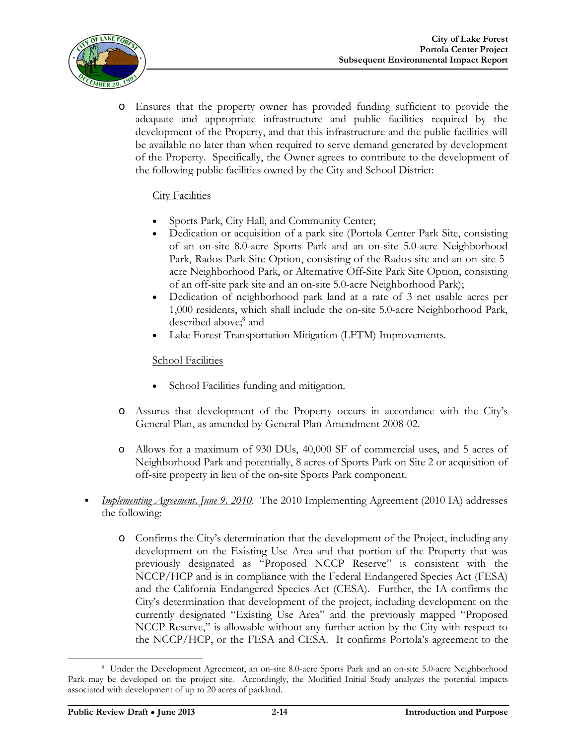- Ensures that the property owner has provided funding sufficient to provide the adequate and appropriate infrastructure and public facilities required by the development of the Property, and that this infrastructure and the public facilities will be available no later than when required to serve demand generated by development of the Property. Specifically, the Owner agrees to contribute to the development of the following public facilities owned by the City and School District:

  City Facilities

  - Sports Park, City Hall, and Community Center;
  - Dedication or acquisition of a park site (Portola Center Park Site, consisting of an on-site 8.0-acre Sports Park and an on-site 5.0-acre Neighborhood Park, Rados Park Site Option, consisting of the Rados site and an on-site 5-acre Neighborhood Park, or Alternative Off-Site Park Site Option, consisting of an off-site park site and an on-site 5.0-acre Neighborhood Park);
  - Dedication of neighborhood park land at a rate of 3 net usable acres per 1,000 residents, which shall include the on-site 5.0-acre Neighborhood Park, described above;[8] and
  - Lake Forest Transportation Mitigation (LFTM) Improvements.

  School Facilities

  - School Facilities funding and mitigation.

- Assures that development of the Property occurs in accordance with the City's General Plan, as amended by General Plan Amendment 2008-02.

- Allows for a maximum of 930 DUs, 40,000 SF of commercial uses, and 5 acres of Neighborhood Park and potentially, 8 acres of Sports Park on Site 2 or acquisition of off-site property in lieu of the on-site Sports Park component.

- *Implementing Agreement, June 9, 2010*. The 2010 Implementing Agreement (2010 IA) addresses the following:

  - Confirms the City's determination that the development of the Project, including any development on the Existing Use Area and that portion of the Property that was previously designated as "Proposed NCCP Reserve" is consistent with the NCCP/HCP and is in compliance with the Federal Endangered Species Act (FESA) and the California Endangered Species Act (CESA). Further, the IA confirms the City's determination that development of the project, including development on the currently designated "Existing Use Area" and the previously mapped "Proposed NCCP Reserve," is allowable without any further action by the City with respect to the NCCP/HCP, or the FESA and CESA. It confirms Portola's agreement to the

[8] Under the Development Agreement, an on-site 8.0-acre Sports Park and an on-site 5.0-acre Neighborhood Park may be developed on the project site. Accordingly, the Modified Initial Study analyzes the potential impacts associated with development of up to 20 acres of parkland.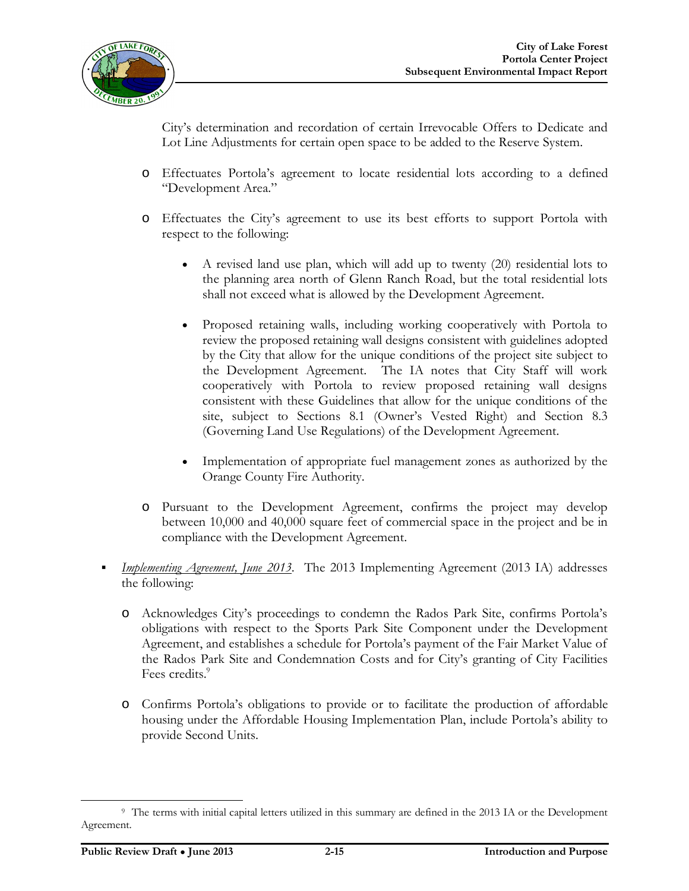City's determination and recordation of certain Irrevocable Offers to Dedicate and Lot Line Adjustments for certain open space to be added to the Reserve System.

- Effectuates Portola's agreement to locate residential lots according to a defined "Development Area."
- Effectuates the City's agreement to use its best efforts to support Portola with respect to the following:
  - A revised land use plan, which will add up to twenty (20) residential lots to the planning area north of Glenn Ranch Road, but the total residential lots shall not exceed what is allowed by the Development Agreement.
  - Proposed retaining walls, including working cooperatively with Portola to review the proposed retaining wall designs consistent with guidelines adopted by the City that allow for the unique conditions of the project site subject to the Development Agreement. The IA notes that City Staff will work cooperatively with Portola to review proposed retaining wall designs consistent with these Guidelines that allow for the unique conditions of the site, subject to Sections 8.1 (Owner's Vested Right) and Section 8.3 (Governing Land Use Regulations) of the Development Agreement.
  - Implementation of appropriate fuel management zones as authorized by the Orange County Fire Authority.
- Pursuant to the Development Agreement, confirms the project may develop between 10,000 and 40,000 square feet of commercial space in the project and be in compliance with the Development Agreement.

- *Implementing Agreement, June 2013*. The 2013 Implementing Agreement (2013 IA) addresses the following:
  - Acknowledges City's proceedings to condemn the Rados Park Site, confirms Portola's obligations with respect to the Sports Park Site Component under the Development Agreement, and establishes a schedule for Portola's payment of the Fair Market Value of the Rados Park Site and Condemnation Costs and for City's granting of City Facilities Fees credits.[9]
  - Confirms Portola's obligations to provide or to facilitate the production of affordable housing under the Affordable Housing Implementation Plan, include Portola's ability to provide Second Units.

[9] The terms with initial capital letters utilized in this summary are defined in the 2013 IA or the Development Agreement.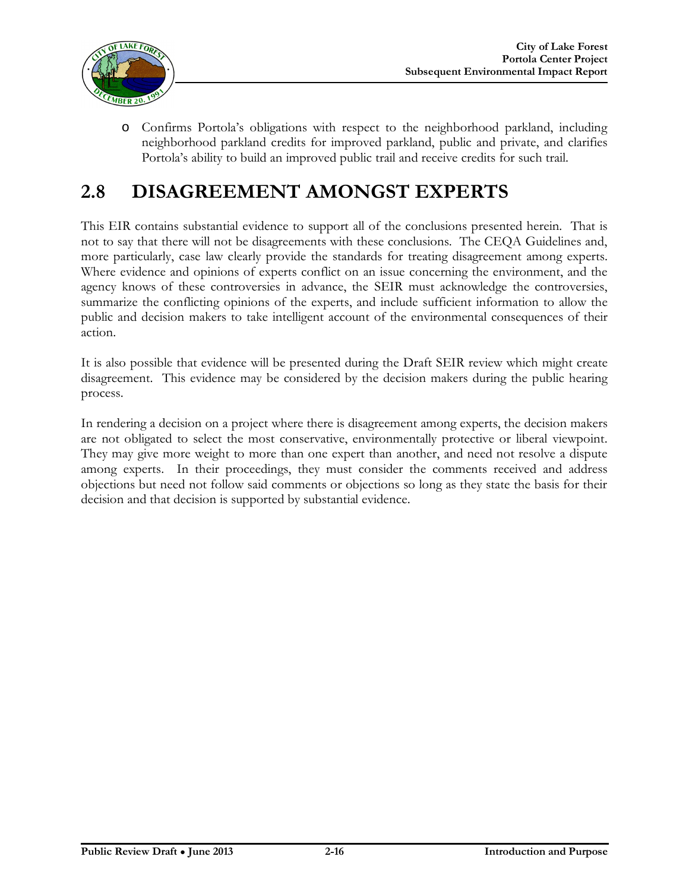- Confirms Portola's obligations with respect to the neighborhood parkland, including neighborhood parkland credits for improved parkland, public and private, and clarifies Portola's ability to build an improved public trail and receive credits for such trail.

## 2.8 DISAGREEMENT AMONGST EXPERTS

This EIR contains substantial evidence to support all of the conclusions presented herein. That is not to say that there will not be disagreements with these conclusions. The CEQA Guidelines and, more particularly, case law clearly provide the standards for treating disagreement among experts. Where evidence and opinions of experts conflict on an issue concerning the environment, and the agency knows of these controversies in advance, the SEIR must acknowledge the controversies, summarize the conflicting opinions of the experts, and include sufficient information to allow the public and decision makers to take intelligent account of the environmental consequences of their action.

It is also possible that evidence will be presented during the Draft SEIR review which might create disagreement. This evidence may be considered by the decision makers during the public hearing process.

In rendering a decision on a project where there is disagreement among experts, the decision makers are not obligated to select the most conservative, environmentally protective or liberal viewpoint. They may give more weight to more than one expert than another, and need not resolve a dispute among experts. In their proceedings, they must consider the comments received and address objections but need not follow said comments or objections so long as they state the basis for their decision and that decision is supported by substantial evidence.